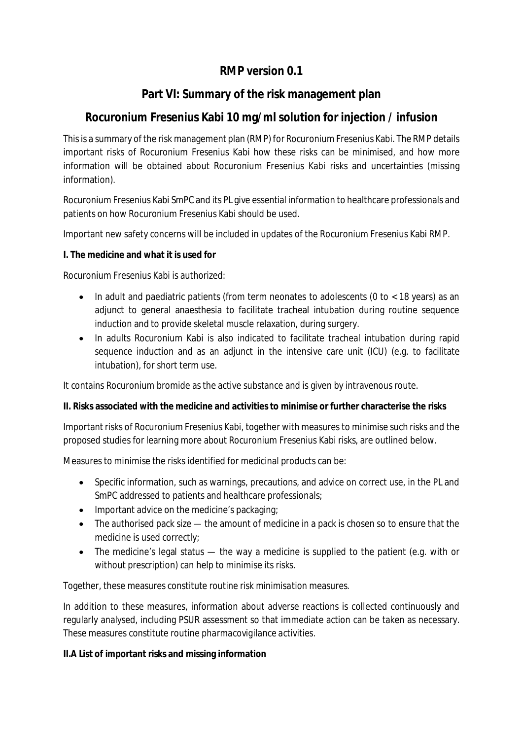# RMP version 0.1

## Part VI: Summary of the risk management plan

## Rocuronium Fresenius Kabi 10 mg/ml solution for injection / infusion

This is a summary of the risk management plan (RMP) for Rocuronium Fresenius Kabi. The RMP details important risks of Rocuronium Fresenius Kabi how these risks can be minimised, and how more information will be obtained about Rocuronium Fresenius Kabi risks and uncertainties (missing information).

Rocuronium Fresenius Kabi SmPC and its PL give essential information to healthcare professionals and patients on how Rocuronium Fresenius Kabi should be used.

Important new safety concerns will be included in updates of the Rocuronium Fresenius Kabi RMP.

**I. The medicine and what it is used for**

Rocuronium Fresenius Kabi is authorized:

- In adult and paediatric patients (from term neonates to adolescents (0 to < 18 years) as an adjunct to general anaesthesia to facilitate tracheal intubation during routine sequence induction and to provide skeletal muscle relaxation, during surgery.
- In adults Rocuronium Kabi is also indicated to facilitate tracheal intubation during rapid sequence induction and as an adjunct in the intensive care unit (ICU) (e.g. to facilitate intubation), for short term use.

It contains Rocuronium bromide as the active substance and is given by intravenous route.

**II. Risks associated with the medicine and activities to minimise or further characterise the risks**

Important risks of Rocuronium Fresenius Kabi, together with measures to minimise such risks and the proposed studies for learning more about Rocuronium Fresenius Kabi risks, are outlined below.

Measures to minimise the risks identified for medicinal products can be:

- Specific information, such as warnings, precautions, and advice on correct use, in the PL and SmPC addressed to patients and healthcare professionals;
- Important advice on the medicine's packaging;
- The authorised pack size — the amount of medicine in a pack is chosen so to ensure that the medicine is used correctly;
- The medicine's legal status — the way a medicine is supplied to the patient (e.g. with or without prescription) can help to minimise its risks.

Together, these measures constitute *routine risk minimisation* measures.

In addition to these measures, information about adverse reactions is collected continuously and regularly analysed, including PSUR assessment so that immediate action can be taken as necessary. These measures constitute *routine pharmacovigilance activities*.

**II.A List of important risks and missing information**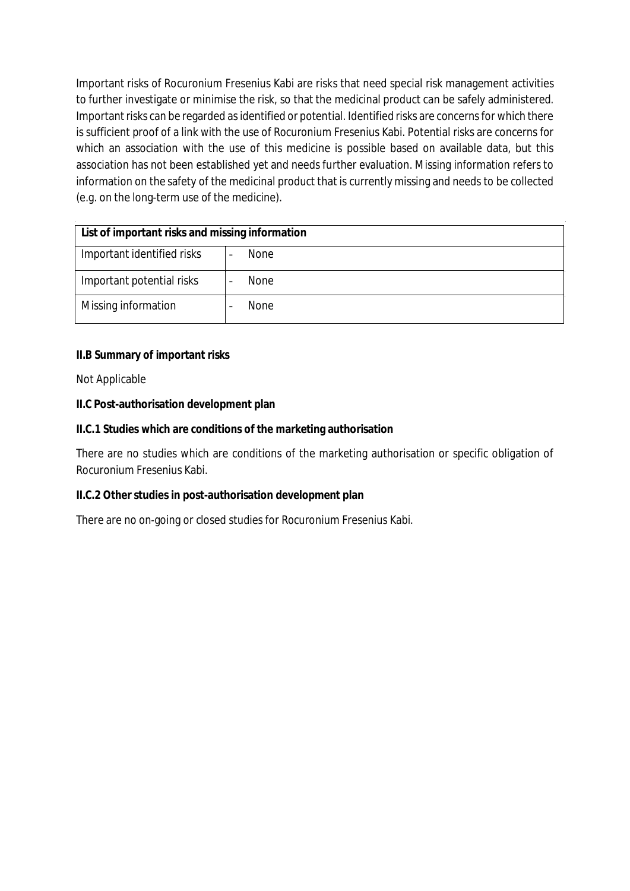Important risks of Rocuronium Fresenius Kabi are risks that need special risk management activities to further investigate or minimise the risk, so that the medicinal product can be safely administered. Important risks can be regarded as identified or potential. Identified risks are concerns for which there is sufficient proof of a link with the use of Rocuronium Fresenius Kabi. Potential risks are concerns for which an association with the use of this medicine is possible based on available data, but this association has not been established yet and needs further evaluation. Missing information refers to information on the safety of the medicinal product that is currently missing and needs to be collected (e.g. on the long-term use of the medicine).

| **List of important risks and missing information** | |
|---|---|
| Important identified risks | - None |
| Important potential risks | - None |
| Missing information | - None |

**II.B Summary of important risks**

Not Applicable

**II.C Post-authorisation development plan**

**II.C.1 Studies which are conditions of the marketing authorisation**

There are no studies which are conditions of the marketing authorisation or specific obligation of Rocuronium Fresenius Kabi.

**II.C.2 Other studies in post-authorisation development plan**

There are no on-going or closed studies for Rocuronium Fresenius Kabi.